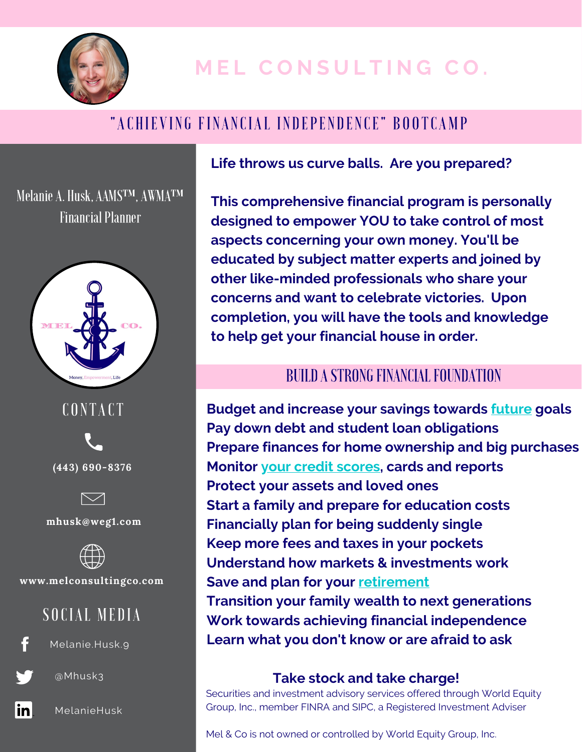# MEL CONSULTING CO.

## "ACHIEVING FINANCIAL INDEPENDENCE" BOOTCAMP

Melanie A. Husk, AAMS™, AWMA™
Financial Planner

MEL CO.
Money. Empowerment. Life

### CONTACT

(443) 690-8376

mhusk@weg1.com

www.melconsultingco.com

### SOCIAL MEDIA

Melanie.Husk.9

@Mhusk3

MelanieHusk

**Life throws us curve balls. Are you prepared?**

**This comprehensive financial program is personally designed to empower YOU to take control of most aspects concerning your own money. You'll be educated by subject matter experts and joined by other like-minded professionals who share your concerns and want to celebrate victories. Upon completion, you will have the tools and knowledge to help get your financial house in order.**

## BUILD A STRONG FINANCIAL FOUNDATION

**Budget and increase your savings towards future goals**
**Pay down debt and student loan obligations**
**Prepare finances for home ownership and big purchases**
**Monitor your credit scores, cards and reports**
**Protect your assets and loved ones**
**Start a family and prepare for education costs**
**Financially plan for being suddenly single**
**Keep more fees and taxes in your pockets**
**Understand how markets & investments work**
**Save and plan for your retirement**
**Transition your family wealth to next generations**
**Work towards achieving financial independence**
**Learn what you don't know or are afraid to ask**

**Take stock and take charge!**

Securities and investment advisory services offered through World Equity Group, Inc., member FINRA and SIPC, a Registered Investment Adviser

Mel & Co is not owned or controlled by World Equity Group, Inc.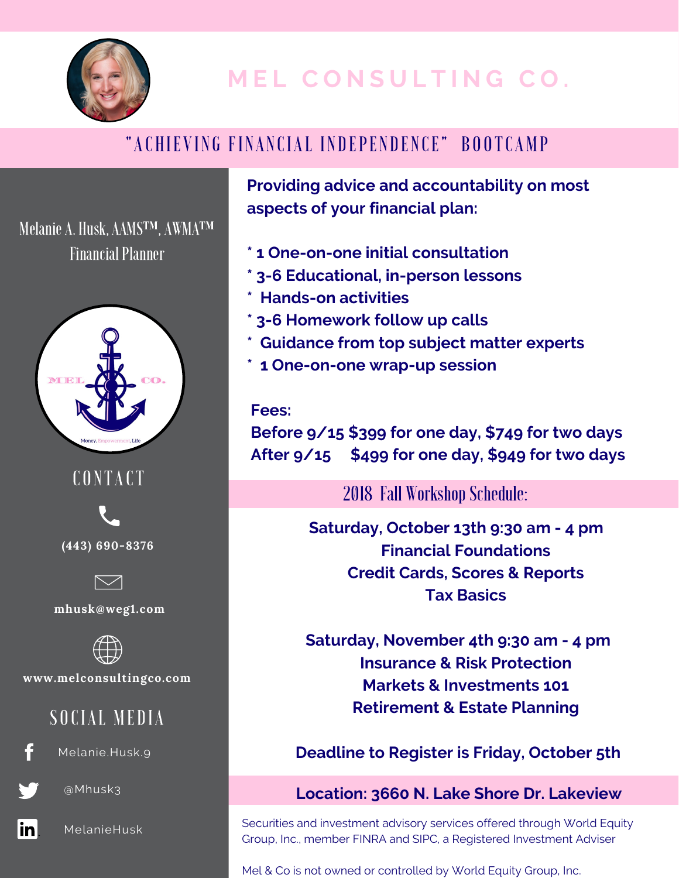# MEL CONSULTING CO.

## "ACHIEVING FINANCIAL INDEPENDENCE" BOOTCAMP

Melanie A. Husk, AAMS™, AWMA™
Financial Planner

MEL CO.
Money, Empowerment, Life

### CONTACT

(443) 690-8376

mhusk@weg1.com

www.melconsultingco.com

### SOCIAL MEDIA

Melanie.Husk.9

@Mhusk3

MelanieHusk

**Providing advice and accountability on most aspects of your financial plan:**

* **1 One-on-one initial consultation**
* **3-6 Educational, in-person lessons**
* **Hands-on activities**
* **3-6 Homework follow up calls**
* **Guidance from top subject matter experts**
* **1 One-on-one wrap-up session**

**Fees:**
**Before 9/15 $399 for one day, $749 for two days**
**After 9/15 $499 for one day, $949 for two days**

### 2018 Fall Workshop Schedule:

**Saturday, October 13th 9:30 am - 4 pm**
**Financial Foundations**
**Credit Cards, Scores & Reports**
**Tax Basics**

**Saturday, November 4th 9:30 am - 4 pm**
**Insurance & Risk Protection**
**Markets & Investments 101**
**Retirement & Estate Planning**

**Deadline to Register is Friday, October 5th**

**Location: 3660 N. Lake Shore Dr. Lakeview**

Securities and investment advisory services offered through World Equity Group, Inc., member FINRA and SIPC, a Registered Investment Adviser

Mel & Co is not owned or controlled by World Equity Group, Inc.